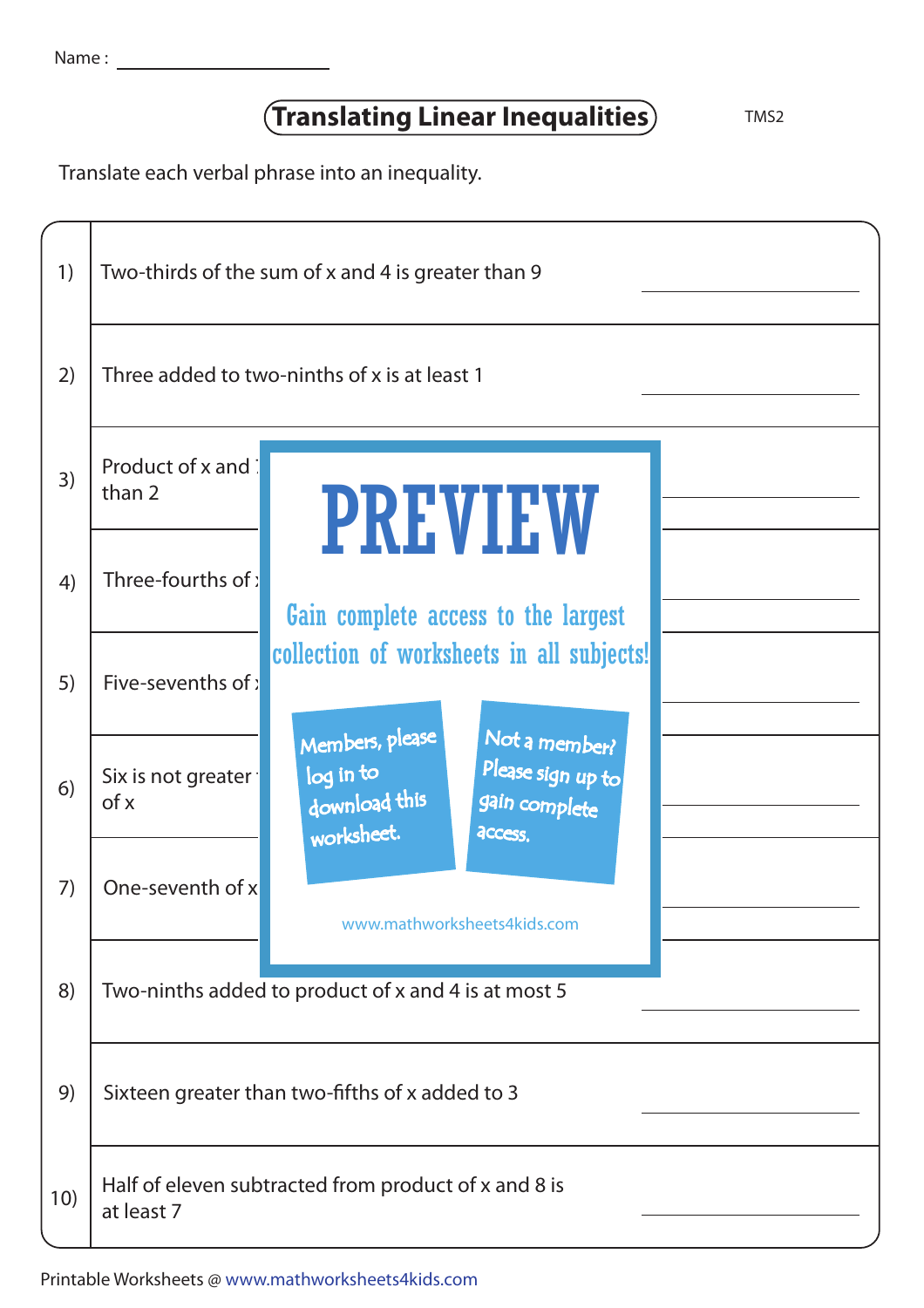Name : ____________________

# Translating Linear Inequalities

TMS2

Translate each verbal phrase into an inequality.

| | | |
|---|---|---|
| 1) | Two-thirds of the sum of x and 4 is greater than 9 | ____________ |
| 2) | Three added to two-ninths of x is at least 1 | ____________ |
| 3) | Product of x and ... than 2 | ____________ |
| 4) | Three-fourths of ... | ____________ |
| 5) | Five-sevenths of ... | ____________ |
| 6) | Six is not greater ... of x | ____________ |
| 7) | One-seventh of x ... | ____________ |
| 8) | Two-ninths added to product of x and 4 is at most 5 | ____________ |
| 9) | Sixteen greater than two-fifths of x added to 3 | ____________ |
| 10) | Half of eleven subtracted from product of x and 8 is at least 7 | ____________ |

PREVIEW

Gain complete access to the largest collection of worksheets in all subjects!

Members, please log in to download this worksheet.

Not a member? Please sign up to gain complete access.

www.mathworksheets4kids.com

Printable Worksheets @ www.mathworksheets4kids.com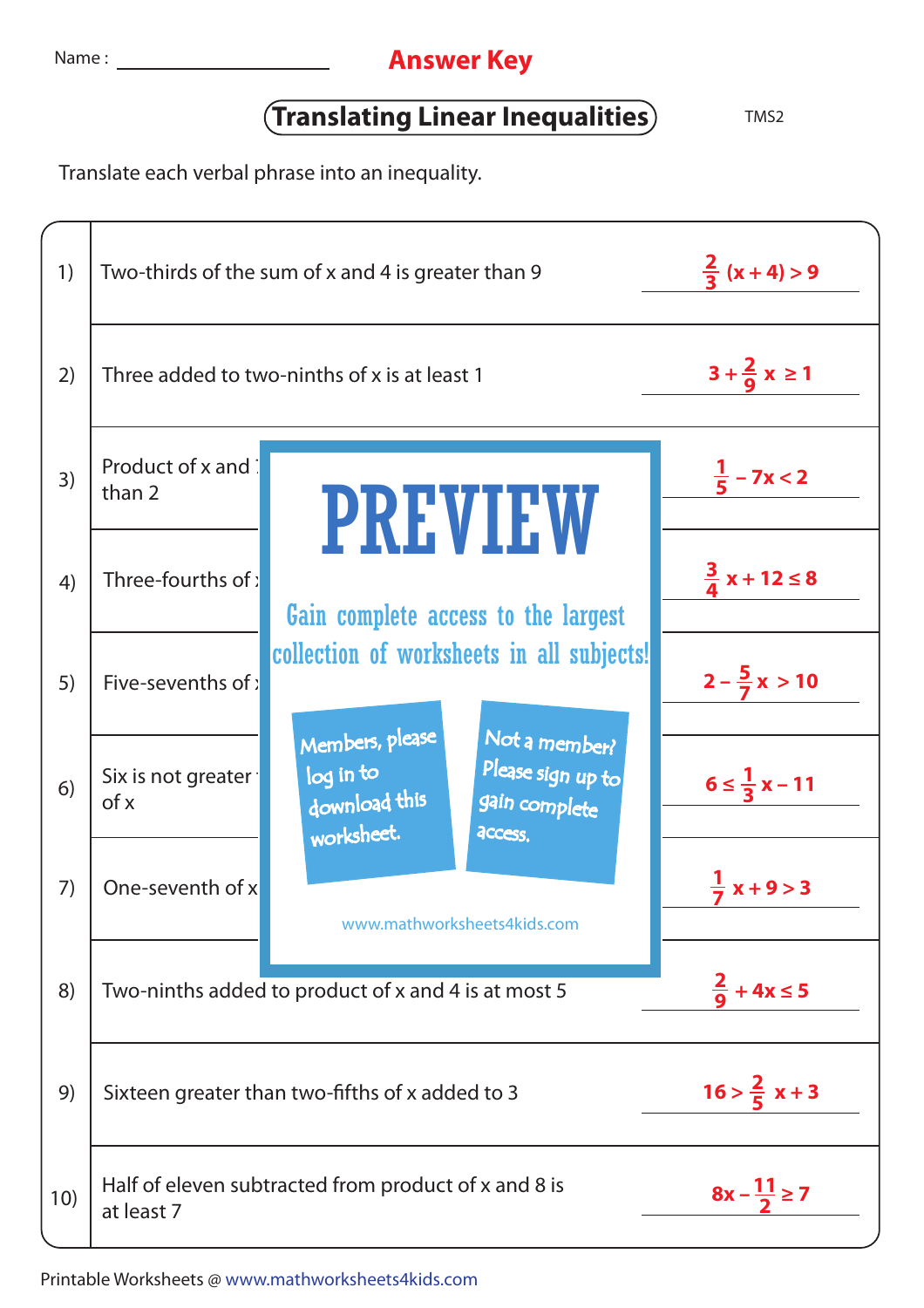Name : ____________________ **Answer Key**

# Translating Linear Inequalities

TMS2

Translate each verbal phrase into an inequality.

| | | |
|---|---|---|
| 1) | Two-thirds of the sum of x and 4 is greater than 9 | $\frac{2}{3}(x+4) > 9$ |
| 2) | Three added to two-ninths of x is at least 1 | $3 + \frac{2}{9}x \geq 1$ |
| 3) | Product of x and 7 ... than 2 | $\frac{1}{5} - 7x < 2$ |
| 4) | Three-fourths of ... | $\frac{3}{4}x + 12 \leq 8$ |
| 5) | Five-sevenths of ... | $2 - \frac{5}{7}x > 10$ |
| 6) | Six is not greater ... of x | $6 \leq \frac{1}{3}x - 11$ |
| 7) | One-seventh of x ... | $\frac{1}{7}x + 9 > 3$ |
| 8) | Two-ninths added to product of x and 4 is at most 5 | $\frac{2}{9} + 4x \leq 5$ |
| 9) | Sixteen greater than two-fifths of x added to 3 | $16 > \frac{2}{5}x + 3$ |
| 10) | Half of eleven subtracted from product of x and 8 is at least 7 | $8x - \frac{11}{2} \geq 7$ |

PREVIEW

Gain complete access to the largest collection of worksheets in all subjects!

Members, please log in to download this worksheet.

Not a member? Please sign up to gain complete access.

www.mathworksheets4kids.com

Printable Worksheets @ www.mathworksheets4kids.com